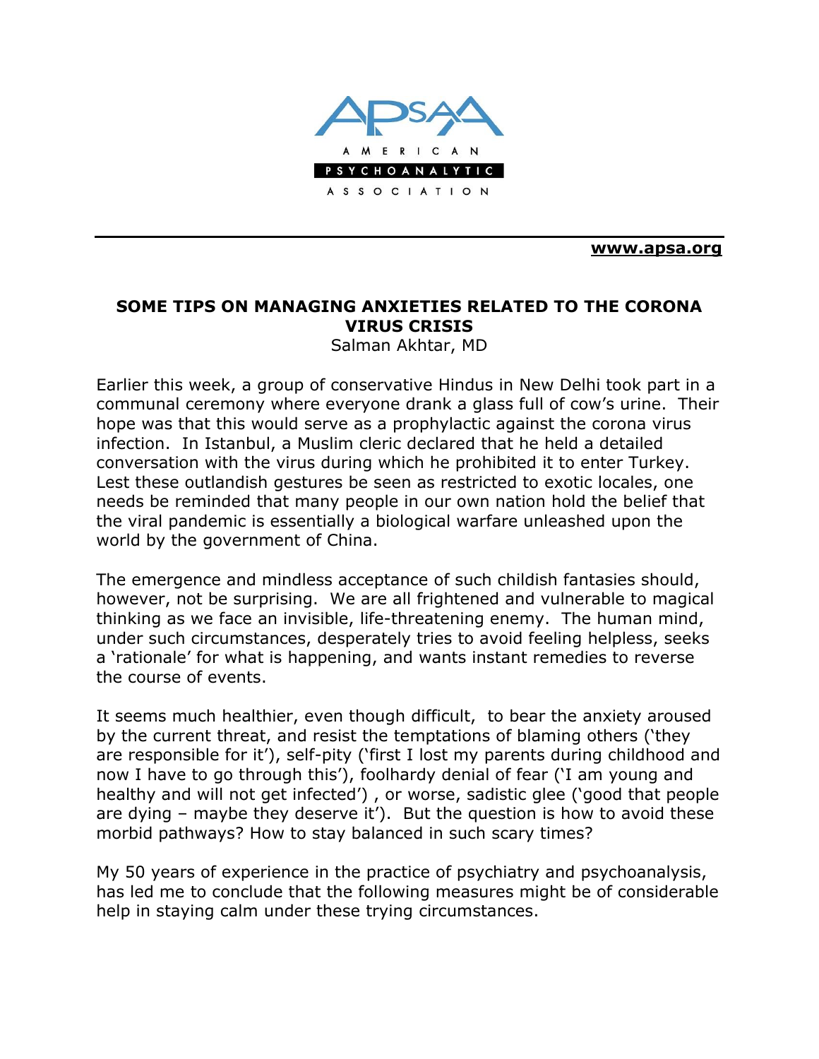**AMERICAN PSYCHOANALYTIC ASSOCIATION**

**www.apsa.org**

# SOME TIPS ON MANAGING ANXIETIES RELATED TO THE CORONA VIRUS CRISIS

Salman Akhtar, MD

Earlier this week, a group of conservative Hindus in New Delhi took part in a communal ceremony where everyone drank a glass full of cow's urine. Their hope was that this would serve as a prophylactic against the corona virus infection. In Istanbul, a Muslim cleric declared that he held a detailed conversation with the virus during which he prohibited it to enter Turkey. Lest these outlandish gestures be seen as restricted to exotic locales, one needs be reminded that many people in our own nation hold the belief that the viral pandemic is essentially a biological warfare unleashed upon the world by the government of China.

The emergence and mindless acceptance of such childish fantasies should, however, not be surprising. We are all frightened and vulnerable to magical thinking as we face an invisible, life-threatening enemy. The human mind, under such circumstances, desperately tries to avoid feeling helpless, seeks a 'rationale' for what is happening, and wants instant remedies to reverse the course of events.

It seems much healthier, even though difficult, to bear the anxiety aroused by the current threat, and resist the temptations of blaming others ('they are responsible for it'), self-pity ('first I lost my parents during childhood and now I have to go through this'), foolhardy denial of fear ('I am young and healthy and will not get infected') , or worse, sadistic glee ('good that people are dying – maybe they deserve it'). But the question is how to avoid these morbid pathways? How to stay balanced in such scary times?

My 50 years of experience in the practice of psychiatry and psychoanalysis, has led me to conclude that the following measures might be of considerable help in staying calm under these trying circumstances.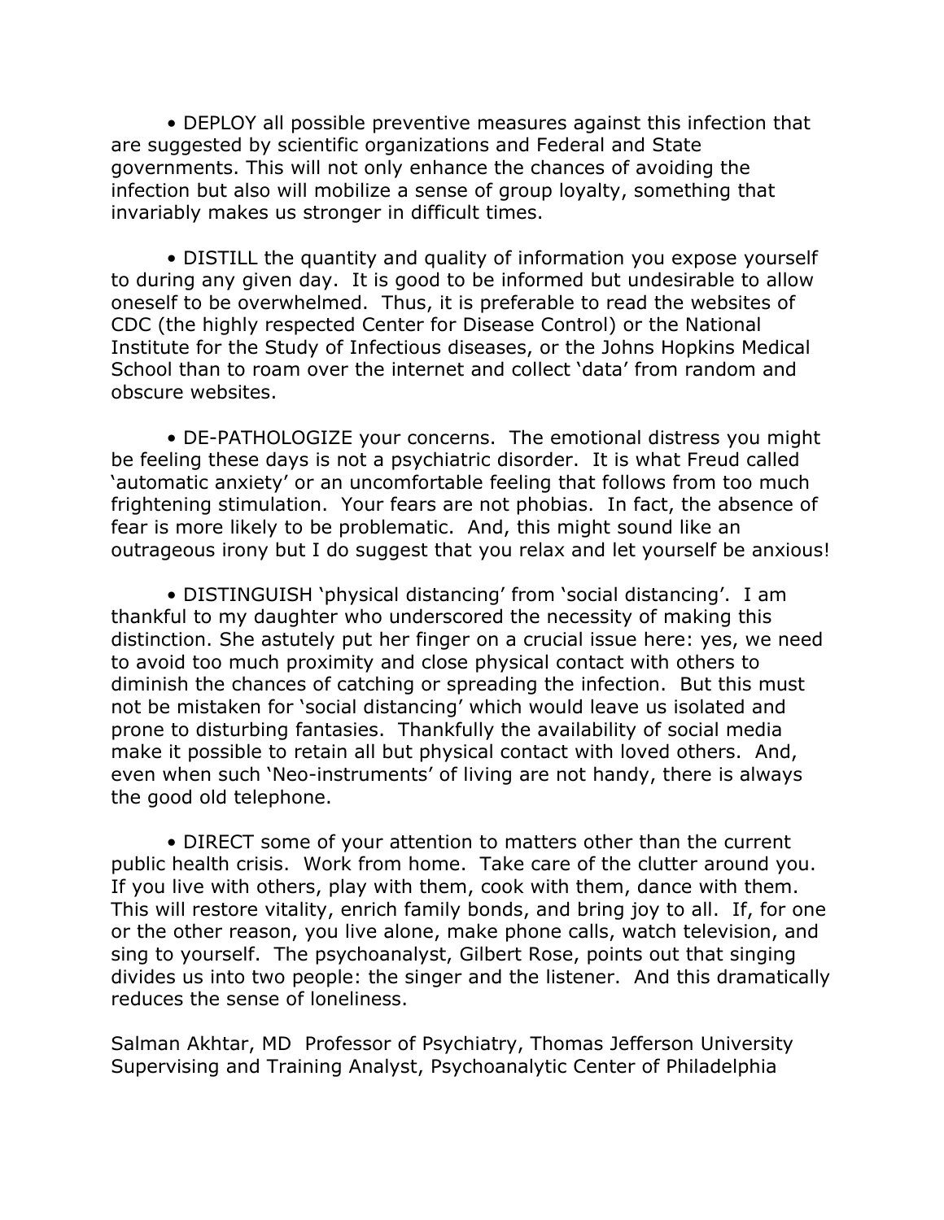- DEPLOY all possible preventive measures against this infection that are suggested by scientific organizations and Federal and State governments. This will not only enhance the chances of avoiding the infection but also will mobilize a sense of group loyalty, something that invariably makes us stronger in difficult times.

- DISTILL the quantity and quality of information you expose yourself to during any given day. It is good to be informed but undesirable to allow oneself to be overwhelmed. Thus, it is preferable to read the websites of CDC (the highly respected Center for Disease Control) or the National Institute for the Study of Infectious diseases, or the Johns Hopkins Medical School than to roam over the internet and collect 'data' from random and obscure websites.

- DE-PATHOLOGIZE your concerns. The emotional distress you might be feeling these days is not a psychiatric disorder. It is what Freud called 'automatic anxiety' or an uncomfortable feeling that follows from too much frightening stimulation. Your fears are not phobias. In fact, the absence of fear is more likely to be problematic. And, this might sound like an outrageous irony but I do suggest that you relax and let yourself be anxious!

- DISTINGUISH 'physical distancing' from 'social distancing'. I am thankful to my daughter who underscored the necessity of making this distinction. She astutely put her finger on a crucial issue here: yes, we need to avoid too much proximity and close physical contact with others to diminish the chances of catching or spreading the infection. But this must not be mistaken for 'social distancing' which would leave us isolated and prone to disturbing fantasies. Thankfully the availability of social media make it possible to retain all but physical contact with loved others. And, even when such 'Neo-instruments' of living are not handy, there is always the good old telephone.

- DIRECT some of your attention to matters other than the current public health crisis. Work from home. Take care of the clutter around you. If you live with others, play with them, cook with them, dance with them. This will restore vitality, enrich family bonds, and bring joy to all. If, for one or the other reason, you live alone, make phone calls, watch television, and sing to yourself. The psychoanalyst, Gilbert Rose, points out that singing divides us into two people: the singer and the listener. And this dramatically reduces the sense of loneliness.

Salman Akhtar, MD Professor of Psychiatry, Thomas Jefferson University
Supervising and Training Analyst, Psychoanalytic Center of Philadelphia